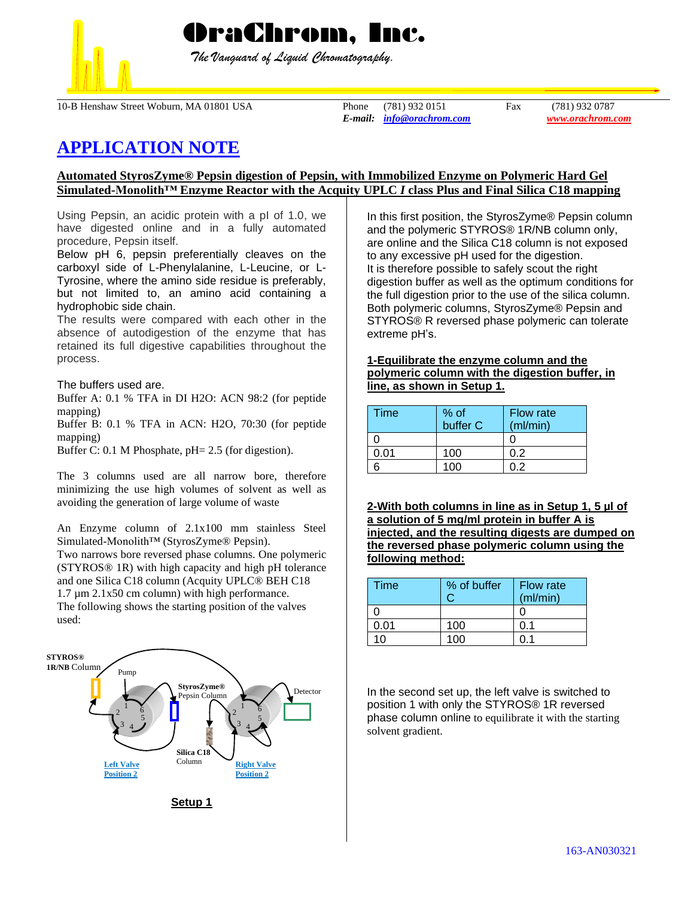# OraChrom, Inc.

*The Vanguard of Liquid Chromatography.*

10-B Henshaw Street Woburn, MA 01801 USA

Phone (781) 932 0151 Fax (781) 932 0787
*E-mail:* *info@orachrom.com* *www.orachrom.com*

## APPLICATION NOTE

### Automated StyrosZyme® Pepsin digestion of Pepsin, with Immobilized Enzyme on Polymeric Hard Gel Simulated-Monolith™ Enzyme Reactor with the Acquity UPLC *I* class Plus and Final Silica C18 mapping

Using Pepsin, an acidic protein with a pI of 1.0, we have digested online and in a fully automated procedure, Pepsin itself.

Below pH 6, pepsin preferentially cleaves on the carboxyl side of L-Phenylalanine, L-Leucine, or L-Tyrosine, where the amino side residue is preferably, but not limited to, an amino acid containing a hydrophobic side chain.

The results were compared with each other in the absence of autodigestion of the enzyme that has retained its full digestive capabilities throughout the process.

The buffers used are.

Buffer A: 0.1 % TFA in DI H2O: ACN 98:2 (for peptide mapping)

Buffer B: 0.1 % TFA in ACN: H2O, 70:30 (for peptide mapping)

Buffer C: 0.1 M Phosphate, pH= 2.5 (for digestion).

The 3 columns used are all narrow bore, therefore minimizing the use high volumes of solvent as well as avoiding the generation of large volume of waste

An Enzyme column of 2.1x100 mm stainless Steel Simulated-Monolith™ (StyrosZyme® Pepsin).

Two narrows bore reversed phase columns. One polymeric (STYROS® 1R) with high capacity and high pH tolerance and one Silica C18 column (Acquity UPLC® BEH C18 1.7 µm 2.1x50 cm column) with high performance.

The following shows the starting position of the valves used:

STYROS® 1R/NB Column — Pump — StyrosZyme® Pepsin Column — Detector — Silica C18 Column — Left Valve Position 2 — Right Valve Position 2

**Setup 1**

In this first position, the StyrosZyme® Pepsin column and the polymeric STYROS® 1R/NB column only, are online and the Silica C18 column is not exposed to any excessive pH used for the digestion.

It is therefore possible to safely scout the right digestion buffer as well as the optimum conditions for the full digestion prior to the use of the silica column.

Both polymeric columns, StyrosZyme® Pepsin and STYROS® R reversed phase polymeric can tolerate extreme pH's.

**1-Equilibrate the enzyme column and the polymeric column with the digestion buffer, in line, as shown in Setup 1.**

| Time | % of buffer C | Flow rate (ml/min) |
|---|---|---|
| 0 | | 0 |
| 0.01 | 100 | 0.2 |
| 6 | 100 | 0.2 |

**2-With both columns in line as in Setup 1, 5 µl of a solution of 5 mg/ml protein in buffer A is injected, and the resulting digests are dumped on the reversed phase polymeric column using the following method:**

| Time | % of buffer C | Flow rate (ml/min) |
|---|---|---|
| 0 | | 0 |
| 0.01 | 100 | 0.1 |
| 10 | 100 | 0.1 |

In the second set up, the left valve is switched to position 1 with only the STYROS® 1R reversed phase column online to equilibrate it with the starting solvent gradient.

163-AN030321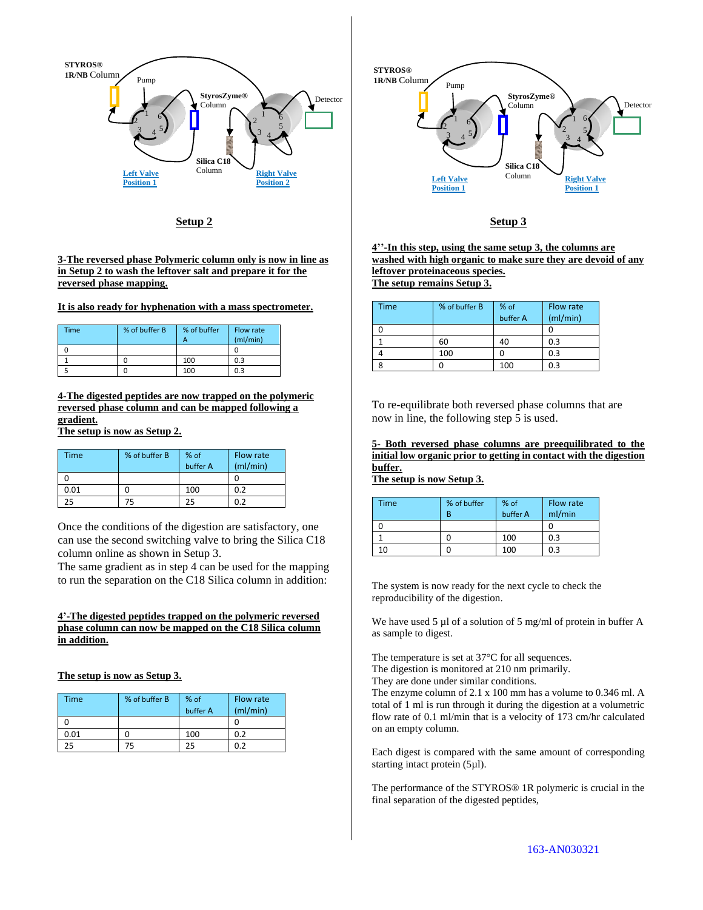STYROS® 1R/NB Column

Pump

StyrosZyme® Column

Detector

Silica C18 Column

Left Valve Position 1

Right Valve Position 2

**Setup 2**

**3-The reversed phase Polymeric column only is now in line as in Setup 2 to wash the leftover salt and prepare it for the reversed phase mapping.**

**It is also ready for hyphenation with a mass spectrometer.**

| Time | % of buffer B | % of buffer A | Flow rate (ml/min) |
|---|---|---|---|
| 0 | | | 0 |
| 1 | 0 | 100 | 0.3 |
| 5 | 0 | 100 | 0.3 |

**4-The digested peptides are now trapped on the polymeric reversed phase column and can be mapped following a gradient.**
**The setup is now as Setup 2.**

| Time | % of buffer B | % of buffer A | Flow rate (ml/min) |
|---|---|---|---|
| 0 | | | 0 |
| 0.01 | 0 | 100 | 0.2 |
| 25 | 75 | 25 | 0.2 |

Once the conditions of the digestion are satisfactory, one can use the second switching valve to bring the Silica C18 column online as shown in Setup 3.
The same gradient as in step 4 can be used for the mapping to run the separation on the C18 Silica column in addition:

**4'-The digested peptides trapped on the polymeric reversed phase column can now be mapped on the C18 Silica column in addition.**

**The setup is now as Setup 3.**

| Time | % of buffer B | % of buffer A | Flow rate (ml/min) |
|---|---|---|---|
| 0 | | | 0 |
| 0.01 | 0 | 100 | 0.2 |
| 25 | 75 | 25 | 0.2 |

STYROS® 1R/NB Column

Pump

StyrosZyme® Column

Detector

Silica C18 Column

Left Valve Position 1

Right Valve Position 1

**Setup 3**

**4''-In this step, using the same setup 3, the columns are washed with high organic to make sure they are devoid of any leftover proteinaceous species.**
**The setup remains Setup 3.**

| Time | % of buffer B | % of buffer A | Flow rate (ml/min) |
|---|---|---|---|
| 0 | | | 0 |
| 1 | 60 | 40 | 0.3 |
| 4 | 100 | 0 | 0.3 |
| 8 | 0 | 100 | 0.3 |

To re-equilibrate both reversed phase columns that are now in line, the following step 5 is used.

**5- Both reversed phase columns are preequilibrated to the initial low organic prior to getting in contact with the digestion buffer.**
**The setup is now Setup 3.**

| Time | % of buffer B | % of buffer A | Flow rate ml/min |
|---|---|---|---|
| 0 | | | 0 |
| 1 | 0 | 100 | 0.3 |
| 10 | 0 | 100 | 0.3 |

The system is now ready for the next cycle to check the reproducibility of the digestion.

We have used 5 µl of a solution of 5 mg/ml of protein in buffer A as sample to digest.

The temperature is set at 37°C for all sequences.
The digestion is monitored at 210 nm primarily.
They are done under similar conditions.
The enzyme column of 2.1 x 100 mm has a volume to 0.346 ml. A total of 1 ml is run through it during the digestion at a volumetric flow rate of 0.1 ml/min that is a velocity of 173 cm/hr calculated on an empty column.

Each digest is compared with the same amount of corresponding starting intact protein (5µl).

The performance of the STYROS® 1R polymeric is crucial in the final separation of the digested peptides,

163-AN030321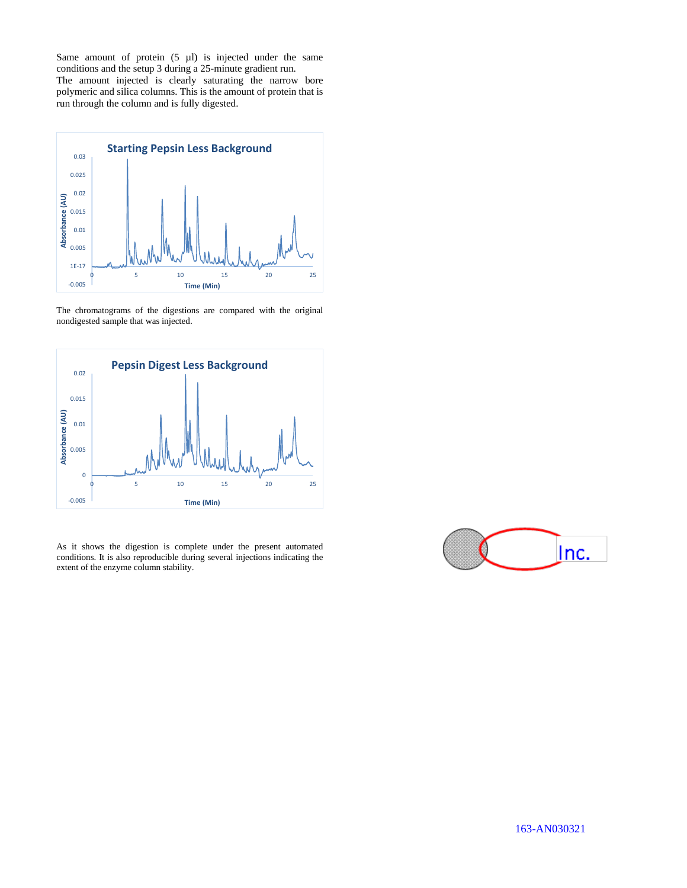Same amount of protein (5 µl) is injected under the same conditions and the setup 3 during a 25-minute gradient run. The amount injected is clearly saturating the narrow bore polymeric and silica columns. This is the amount of protein that is run through the column and is fully digested.

Starting Pepsin Less Background

0.03
0.025
0.02
0.015
0.01
0.005
1E-17
-0.005

Absorbance (AU)

0
5
10
15
20
25

Time (Min)

The chromatograms of the digestions are compared with the original nondigested sample that was injected.

Pepsin Digest Less Background

0.02
0.015
0.01
0.005
0
-0.005

Absorbance (AU)

0
5
10
15
20
25

Time (Min)

As it shows the digestion is complete under the present automated conditions. It is also reproducible during several injections indicating the extent of the enzyme column stability.

Inc.

163-AN030321